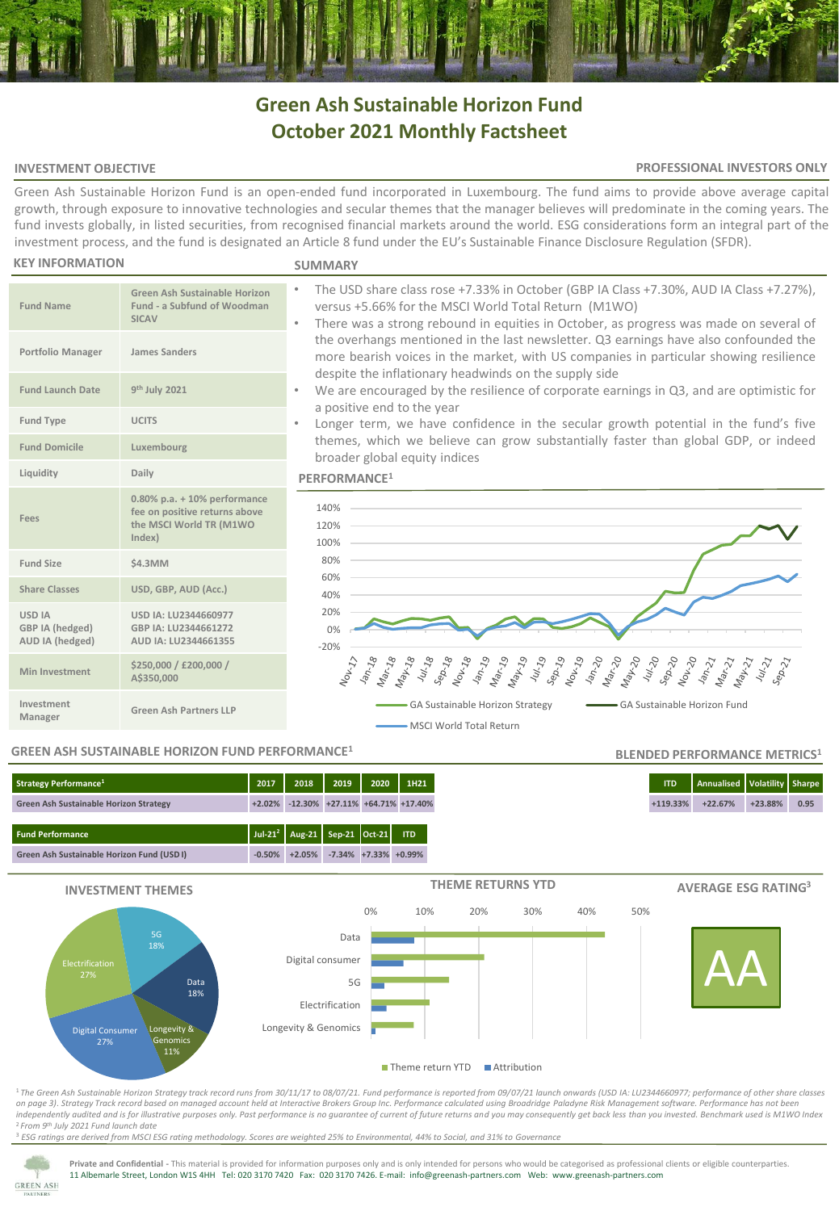# Green Ash Sustainable Horizon Fund
# October 2021 Monthly Factsheet

## INVESTMENT OBJECTIVE

**PROFESSIONAL INVESTORS ONLY**

Green Ash Sustainable Horizon Fund is an open-ended fund incorporated in Luxembourg. The fund aims to provide above average capital growth, through exposure to innovative technologies and secular themes that the manager believes will predominate in the coming years. The fund invests globally, in listed securities, from recognised financial markets around the world. ESG considerations form an integral part of the investment process, and the fund is designated an Article 8 fund under the EU's Sustainable Finance Disclosure Regulation (SFDR).

## KEY INFORMATION

| | |
|---|---|
| Fund Name | Green Ash Sustainable Horizon Fund - a Subfund of Woodman SICAV |
| Portfolio Manager | James Sanders |
| Fund Launch Date | 9th July 2021 |
| Fund Type | UCITS |
| Fund Domicile | Luxembourg |
| Liquidity | Daily |
| Fees | 0.80% p.a. + 10% performance fee on positive returns above the MSCI World TR (M1WO Index) |
| Fund Size | $4.3MM |
| Share Classes | USD, GBP, AUD (Acc.) |
| USD IA<br>GBP IA (hedged)<br>AUD IA (hedged) | USD IA: LU2344660977<br>GBP IA: LU2344661272<br>AUD IA: LU2344661355 |
| Min Investment | $250,000 / £200,000 / A$350,000 |
| Investment Manager | Green Ash Partners LLP |

## SUMMARY

- The USD share class rose +7.33% in October (GBP IA Class +7.30%, AUD IA Class +7.27%), versus +5.66% for the MSCI World Total Return (M1WO)
- There was a strong rebound in equities in October, as progress was made on several of the overhangs mentioned in the last newsletter. Q3 earnings have also confounded the more bearish voices in the market, with US companies in particular showing resilience despite the inflationary headwinds on the supply side
- We are encouraged by the resilience of corporate earnings in Q3, and are optimistic for a positive end to the year
- Longer term, we have confidence in the secular growth potential in the fund's five themes, which we believe can grow substantially faster than global GDP, or indeed broader global equity indices

## PERFORMANCE[1]

Legend: GA Sustainable Horizon Strategy; GA Sustainable Horizon Fund; MSCI World Total Return

## GREEN ASH SUSTAINABLE HORIZON FUND PERFORMANCE[1]

| Strategy Performance[1] | 2017 | 2018 | 2019 | 2020 | 1H21 |
|---|---|---|---|---|---|
| Green Ash Sustainable Horizon Strategy | +2.02% | -12.30% | +27.11% | +64.71% | +17.40% |

| Fund Performance | Jul-21[2] | Aug-21 | Sep-21 | Oct-21 | ITD |
|---|---|---|---|---|---|
| Green Ash Sustainable Horizon Fund (USD I) | -0.50% | +2.05% | -7.34% | +7.33% | +0.99% |

## BLENDED PERFORMANCE METRICS[1]

| ITD | Annualised | Volatility | Sharpe |
|---|---|---|---|
| +119.33% | +22.67% | +23.88% | 0.95 |

## INVESTMENT THEMES

| Theme | Weight |
|---|---|
| 5G | 18% |
| Data | 18% |
| Longevity & Genomics | 11% |
| Digital Consumer | 27% |
| Electrification | 27% |

## THEME RETURNS YTD

Themes: Data; Digital consumer; 5G; Electrification; Longevity & Genomics

Legend: Theme return YTD; Attribution

## AVERAGE ESG RATING[3]

AA

[1] *The Green Ash Sustainable Horizon Strategy track record runs from 30/11/17 to 08/07/21. Fund performance is reported from 09/07/21 launch onwards (USD IA: LU2344660977; performance of other share classes on page 3). Strategy Track record based on managed account held at Interactive Brokers Group Inc. Performance calculated using Broadridge Paladyne Risk Management software. Performance has not been independently audited and is for illustrative purposes only. Past performance is no guarantee of current of future returns and you may consequently get back less than you invested. Benchmark used is M1WO Index*

[2] *From 9th July 2021 Fund launch date*

[3] *ESG ratings are derived from MSCI ESG rating methodology. Scores are weighted 25% to Environmental, 44% to Social, and 31% to Governance*

**Private and Confidential** - This material is provided for information purposes only and is only intended for persons who would be categorised as professional clients or eligible counterparties.
11 Albemarle Street, London W1S 4HH Tel: 020 3170 7420 Fax: 020 3170 7426. E-mail: info@greenash-partners.com Web: www.greenash-partners.com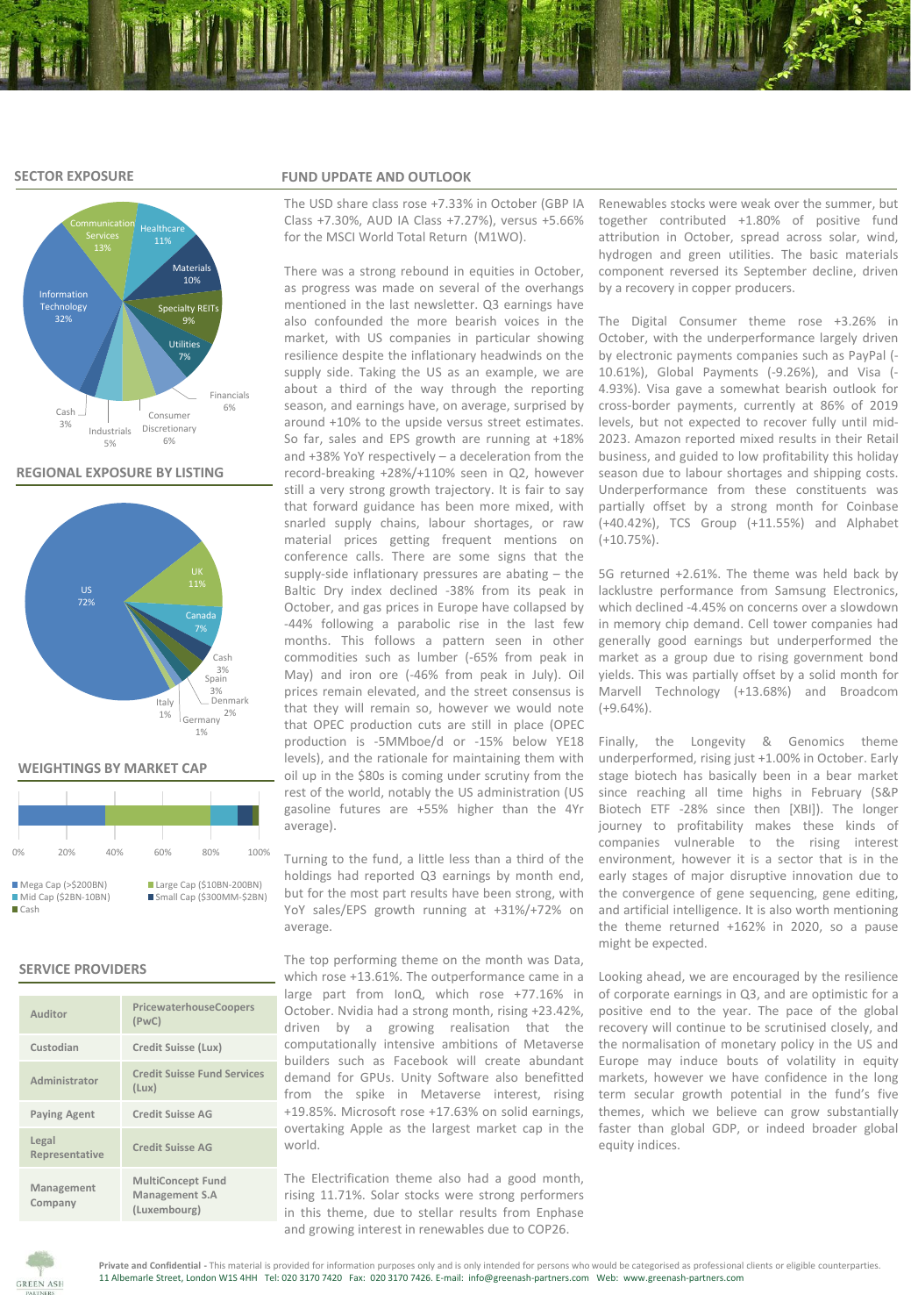## SECTOR EXPOSURE

| Sector | Weight |
|---|---|
| Information Technology | 32% |
| Communication Services | 13% |
| Healthcare | 11% |
| Materials | 10% |
| Specialty REITs | 9% |
| Utilities | 7% |
| Financials | 6% |
| Consumer Discretionary | 6% |
| Industrials | 5% |
| Cash | 3% |

## REGIONAL EXPOSURE BY LISTING

| Region | Weight |
|---|---|
| US | 72% |
| UK | 11% |
| Canada | 7% |
| Cash | 3% |
| Spain | 3% |
| Denmark | 2% |
| Germany | 1% |
| Italy | 1% |

## WEIGHTINGS BY MARKET CAP

- Mega Cap (>$200BN)
- Large Cap ($10BN-200BN)
- Mid Cap ($2BN-10BN)
- Small Cap ($300MM-$2BN)
- Cash

## SERVICE PROVIDERS

| | |
|---|---|
| Auditor | PricewaterhouseCoopers (PwC) |
| Custodian | Credit Suisse (Lux) |
| Administrator | Credit Suisse Fund Services (Lux) |
| Paying Agent | Credit Suisse AG |
| Legal Representative | Credit Suisse AG |
| Management Company | MultiConcept Fund Management S.A (Luxembourg) |

## FUND UPDATE AND OUTLOOK

The USD share class rose +7.33% in October (GBP IA Class +7.30%, AUD IA Class +7.27%), versus +5.66% for the MSCI World Total Return (M1WO).

There was a strong rebound in equities in October, as progress was made on several of the overhangs mentioned in the last newsletter. Q3 earnings have also confounded the more bearish voices in the market, with US companies in particular showing resilience despite the inflationary headwinds on the supply side. Taking the US as an example, we are about a third of the way through the reporting season, and earnings have, on average, surprised by around +10% to the upside versus street estimates. So far, sales and EPS growth are running at +18% and +38% YoY respectively – a deceleration from the record-breaking +28%/+110% seen in Q2, however still a very strong growth trajectory. It is fair to say that forward guidance has been more mixed, with snarled supply chains, labour shortages, or raw material prices getting frequent mentions on conference calls. There are some signs that the supply-side inflationary pressures are abating – the Baltic Dry index declined -38% from its peak in October, and gas prices in Europe have collapsed by -44% following a parabolic rise in the last few months. This follows a pattern seen in other commodities such as lumber (-65% from peak in May) and iron ore (-46% from peak in July). Oil prices remain elevated, and the street consensus is that they will remain so, however we would note that OPEC production cuts are still in place (OPEC production is -5MMboe/d or -15% below YE18 levels), and the rationale for maintaining them with oil up in the $80s is coming under scrutiny from the rest of the world, notably the US administration (US gasoline futures are +55% higher than the 4Yr average).

Turning to the fund, a little less than a third of the holdings had reported Q3 earnings by month end, but for the most part results have been strong, with YoY sales/EPS growth running at +31%/+72% on average.

The top performing theme on the month was Data, which rose +13.61%. The outperformance came in a large part from IonQ, which rose +77.16% in October. Nvidia had a strong month, rising +23.42%, driven by a growing realisation that the computationally intensive ambitions of Metaverse builders such as Facebook will create abundant demand for GPUs. Unity Software also benefitted from the spike in Metaverse interest, rising +19.85%. Microsoft rose +17.63% on solid earnings, overtaking Apple as the largest market cap in the world.

The Electrification theme also had a good month, rising 11.71%. Solar stocks were strong performers in this theme, due to stellar results from Enphase and growing interest in renewables due to COP26. Renewables stocks were weak over the summer, but together contributed +1.80% of positive fund attribution in October, spread across solar, wind, hydrogen and green utilities. The basic materials component reversed its September decline, driven by a recovery in copper producers.

The Digital Consumer theme rose +3.26% in October, with the underperformance largely driven by electronic payments companies such as PayPal (-10.61%), Global Payments (-9.26%), and Visa (-4.93%). Visa gave a somewhat bearish outlook for cross-border payments, currently at 86% of 2019 levels, but not expected to recover fully until mid-2023. Amazon reported mixed results in their Retail business, and guided to low profitability this holiday season due to labour shortages and shipping costs. Underperformance from these constituents was partially offset by a strong month for Coinbase (+40.42%), TCS Group (+11.55%) and Alphabet (+10.75%).

5G returned +2.61%. The theme was held back by lacklustre performance from Samsung Electronics, which declined -4.45% on concerns over a slowdown in memory chip demand. Cell tower companies had generally good earnings but underperformed the market as a group due to rising government bond yields. This was partially offset by a solid month for Marvell Technology (+13.68%) and Broadcom (+9.64%).

Finally, the Longevity & Genomics theme underperformed, rising just +1.00% in October. Early stage biotech has basically been in a bear market since reaching all time highs in February (S&P Biotech ETF -28% since then [XBI]). The longer journey to profitability makes these kinds of companies vulnerable to the rising interest environment, however it is a sector that is in the early stages of major disruptive innovation due to the convergence of gene sequencing, gene editing, and artificial intelligence. It is also worth mentioning the theme returned +162% in 2020, so a pause might be expected.

Looking ahead, we are encouraged by the resilience of corporate earnings in Q3, and are optimistic for a positive end to the year. The pace of the global recovery will continue to be scrutinised closely, and the normalisation of monetary policy in the US and Europe may induce bouts of volatility in equity markets, however we have confidence in the long term secular growth potential in the fund's five themes, which we believe can grow substantially faster than global GDP, or indeed broader global equity indices.

**Private and Confidential** - This material is provided for information purposes only and is only intended for persons who would be categorised as professional clients or eligible counterparties.
11 Albemarle Street, London W1S 4HH Tel: 020 3170 7420 Fax: 020 3170 7426. E-mail: info@greenash-partners.com Web: www.greenash-partners.com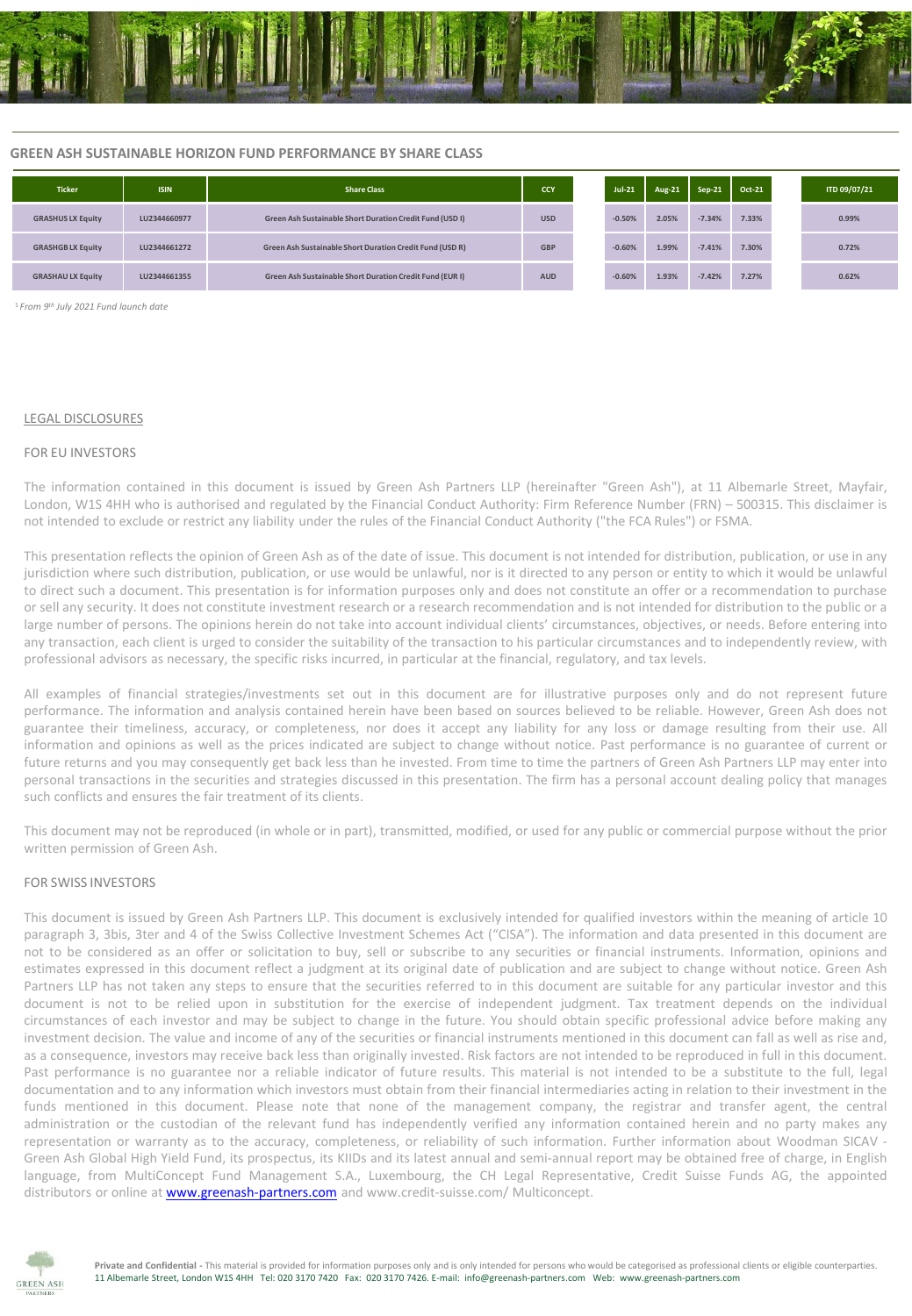## GREEN ASH SUSTAINABLE HORIZON FUND PERFORMANCE BY SHARE CLASS

| Ticker | ISIN | Share Class | CCY | Jul-21 | Aug-21 | Sep-21 | Oct-21 | ITD 09/07/21 |
|---|---|---|---|---|---|---|---|---|
| GRASHUS LX Equity | LU2344660977 | Green Ash Sustainable Short Duration Credit Fund (USD I) | USD | -0.50% | 2.05% | -7.34% | 7.33% | 0.99% |
| GRASHGB LX Equity | LU2344661272 | Green Ash Sustainable Short Duration Credit Fund (USD R) | GBP | -0.60% | 1.99% | -7.41% | 7.30% | 0.72% |
| GRASHAU LX Equity | LU2344661355 | Green Ash Sustainable Short Duration Credit Fund (EUR I) | AUD | -0.60% | 1.93% | -7.42% | 7.27% | 0.62% |

[1] *From 9th July 2021 Fund launch date*

LEGAL DISCLOSURES

FOR EU INVESTORS

The information contained in this document is issued by Green Ash Partners LLP (hereinafter "Green Ash"), at 11 Albemarle Street, Mayfair, London, W1S 4HH who is authorised and regulated by the Financial Conduct Authority: Firm Reference Number (FRN) – 500315. This disclaimer is not intended to exclude or restrict any liability under the rules of the Financial Conduct Authority ("the FCA Rules") or FSMA.

This presentation reflects the opinion of Green Ash as of the date of issue. This document is not intended for distribution, publication, or use in any jurisdiction where such distribution, publication, or use would be unlawful, nor is it directed to any person or entity to which it would be unlawful to direct such a document. This presentation is for information purposes only and does not constitute an offer or a recommendation to purchase or sell any security. It does not constitute investment research or a research recommendation and is not intended for distribution to the public or a large number of persons. The opinions herein do not take into account individual clients' circumstances, objectives, or needs. Before entering into any transaction, each client is urged to consider the suitability of the transaction to his particular circumstances and to independently review, with professional advisors as necessary, the specific risks incurred, in particular at the financial, regulatory, and tax levels.

All examples of financial strategies/investments set out in this document are for illustrative purposes only and do not represent future performance. The information and analysis contained herein have been based on sources believed to be reliable. However, Green Ash does not guarantee their timeliness, accuracy, or completeness, nor does it accept any liability for any loss or damage resulting from their use. All information and opinions as well as the prices indicated are subject to change without notice. Past performance is no guarantee of current or future returns and you may consequently get back less than he invested. From time to time the partners of Green Ash Partners LLP may enter into personal transactions in the securities and strategies discussed in this presentation. The firm has a personal account dealing policy that manages such conflicts and ensures the fair treatment of its clients.

This document may not be reproduced (in whole or in part), transmitted, modified, or used for any public or commercial purpose without the prior written permission of Green Ash.

FOR SWISS INVESTORS

This document is issued by Green Ash Partners LLP. This document is exclusively intended for qualified investors within the meaning of article 10 paragraph 3, 3bis, 3ter and 4 of the Swiss Collective Investment Schemes Act ("CISA"). The information and data presented in this document are not to be considered as an offer or solicitation to buy, sell or subscribe to any securities or financial instruments. Information, opinions and estimates expressed in this document reflect a judgment at its original date of publication and are subject to change without notice. Green Ash Partners LLP has not taken any steps to ensure that the securities referred to in this document are suitable for any particular investor and this document is not to be relied upon in substitution for the exercise of independent judgment. Tax treatment depends on the individual circumstances of each investor and may be subject to change in the future. You should obtain specific professional advice before making any investment decision. The value and income of any of the securities or financial instruments mentioned in this document can fall as well as rise and, as a consequence, investors may receive back less than originally invested. Risk factors are not intended to be reproduced in full in this document. Past performance is no guarantee nor a reliable indicator of future results. This material is not intended to be a substitute to the full, legal documentation and to any information which investors must obtain from their financial intermediaries acting in relation to their investment in the funds mentioned in this document. Please note that none of the management company, the registrar and transfer agent, the central administration or the custodian of the relevant fund has independently verified any information contained herein and no party makes any representation or warranty as to the accuracy, completeness, or reliability of such information. Further information about Woodman SICAV - Green Ash Global High Yield Fund, its prospectus, its KIIDs and its latest annual and semi-annual report may be obtained free of charge, in English language, from MultiConcept Fund Management S.A., Luxembourg, the CH Legal Representative, Credit Suisse Funds AG, the appointed distributors or online at www.greenash-partners.com and www.credit-suisse.com/ Multiconcept.

**Private and Confidential** - This material is provided for information purposes only and is only intended for persons who would be categorised as professional clients or eligible counterparties. 11 Albemarle Street, London W1S 4HH Tel: 020 3170 7420 Fax: 020 3170 7426. E-mail: info@greenash-partners.com Web: www.greenash-partners.com